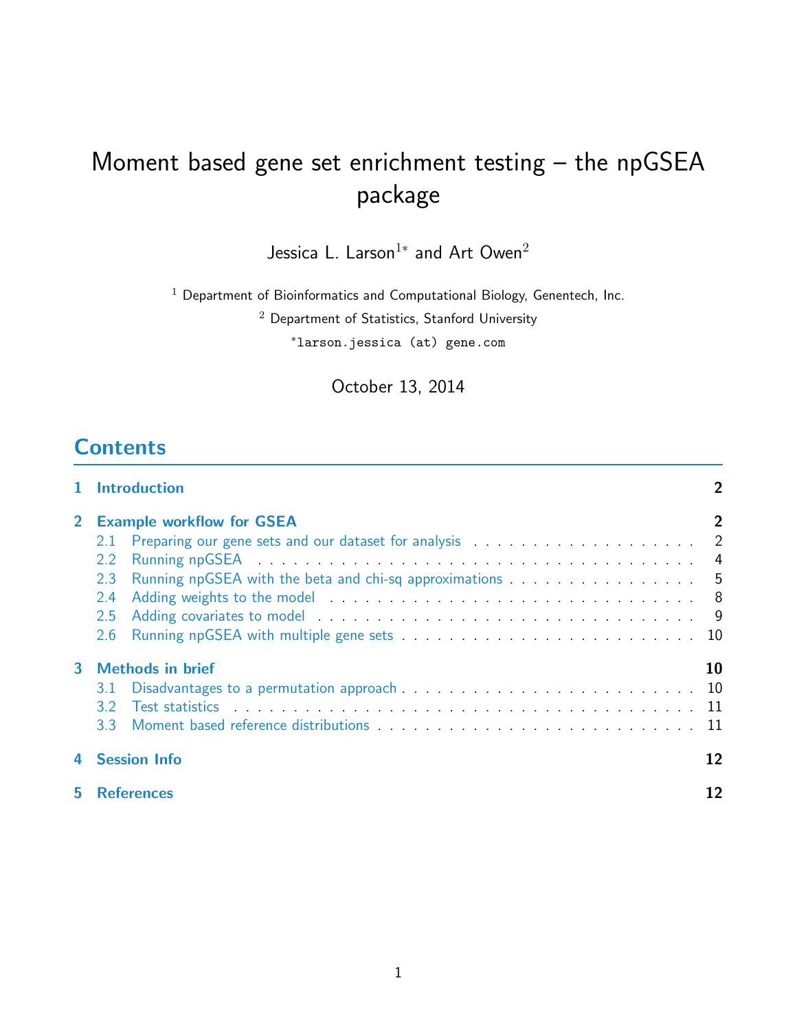# Moment based gene set enrichment testing – the npGSEA package

Jessica L. Larson[1*] and Art Owen[2]

[1] Department of Bioinformatics and Computational Biology, Genentech, Inc.

[2] Department of Statistics, Stanford University

*larson.jessica (at) gene.com

October 13, 2014

## Contents

1 Introduction ... 2

2 Example workflow for GSEA ... 2
- 2.1 Preparing our gene sets and our dataset for analysis ... 2
- 2.2 Running npGSEA ... 4
- 2.3 Running npGSEA with the beta and chi-sq approximations ... 5
- 2.4 Adding weights to the model ... 8
- 2.5 Adding covariates to model ... 9
- 2.6 Running npGSEA with multiple gene sets ... 10

3 Methods in brief ... 10
- 3.1 Disadvantages to a permutation approach ... 10
- 3.2 Test statistics ... 11
- 3.3 Moment based reference distributions ... 11

4 Session Info ... 12

5 References ... 12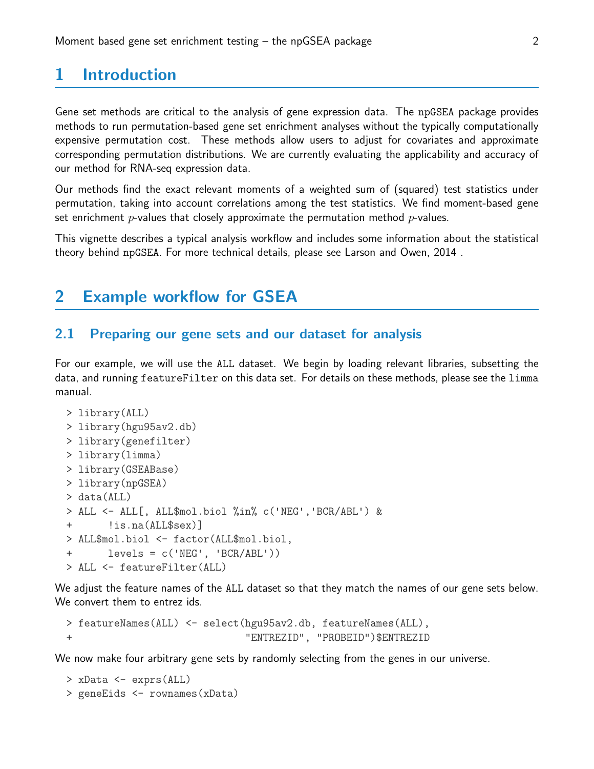# 1 Introduction

Gene set methods are critical to the analysis of gene expression data. The npGSEA package provides methods to run permutation-based gene set enrichment analyses without the typically computationally expensive permutation cost. These methods allow users to adjust for covariates and approximate corresponding permutation distributions. We are currently evaluating the applicability and accuracy of our method for RNA-seq expression data.

Our methods find the exact relevant moments of a weighted sum of (squared) test statistics under permutation, taking into account correlations among the test statistics. We find moment-based gene set enrichment $p$-values that closely approximate the permutation method $p$-values.

This vignette describes a typical analysis workflow and includes some information about the statistical theory behind npGSEA. For more technical details, please see Larson and Owen, 2014 .

# 2 Example workflow for GSEA

## 2.1 Preparing our gene sets and our dataset for analysis

For our example, we will use the ALL dataset. We begin by loading relevant libraries, subsetting the data, and running featureFilter on this data set. For details on these methods, please see the limma manual.

```
> library(ALL)
> library(hgu95av2.db)
> library(genefilter)
> library(limma)
> library(GSEABase)
> library(npGSEA)
> data(ALL)
> ALL <- ALL[, ALL$mol.biol %in% c('NEG','BCR/ABL') &
+      !is.na(ALL$sex)]
> ALL$mol.biol <- factor(ALL$mol.biol,
+      levels = c('NEG', 'BCR/ABL'))
> ALL <- featureFilter(ALL)
```

We adjust the feature names of the ALL dataset so that they match the names of our gene sets below. We convert them to entrez ids.

```
> featureNames(ALL) <- select(hgu95av2.db, featureNames(ALL),
+                             "ENTREZID", "PROBEID")$ENTREZID
```

We now make four arbitrary gene sets by randomly selecting from the genes in our universe.

```
> xData <- exprs(ALL)
> geneEids <- rownames(xData)
```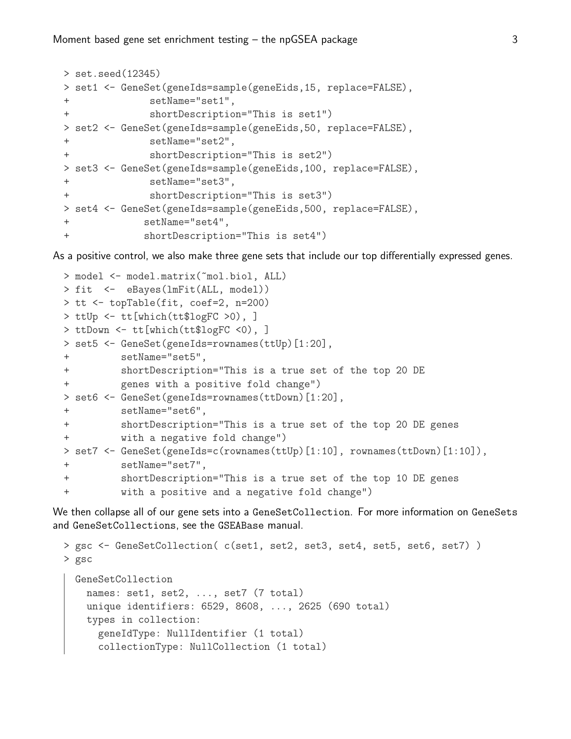```
> set.seed(12345)
> set1 <- GeneSet(geneIds=sample(geneEids,15, replace=FALSE),
+              setName="set1",
+              shortDescription="This is set1")
> set2 <- GeneSet(geneIds=sample(geneEids,50, replace=FALSE),
+              setName="set2",
+              shortDescription="This is set2")
> set3 <- GeneSet(geneIds=sample(geneEids,100, replace=FALSE),
+              setName="set3",
+              shortDescription="This is set3")
> set4 <- GeneSet(geneIds=sample(geneEids,500, replace=FALSE),
+             setName="set4",
+             shortDescription="This is set4")
```

As a positive control, we also make three gene sets that include our top differentially expressed genes.

```
> model <- model.matrix(~mol.biol, ALL)
> fit  <-  eBayes(lmFit(ALL, model))
> tt <- topTable(fit, coef=2, n=200)
> ttUp <- tt[which(tt$logFC >0), ]
> ttDown <- tt[which(tt$logFC <0), ]
> set5 <- GeneSet(geneIds=rownames(ttUp)[1:20],
+         setName="set5",
+         shortDescription="This is a true set of the top 20 DE
+         genes with a positive fold change")
> set6 <- GeneSet(geneIds=rownames(ttDown)[1:20],
+         setName="set6",
+         shortDescription="This is a true set of the top 20 DE genes
+         with a negative fold change")
> set7 <- GeneSet(geneIds=c(rownames(ttUp)[1:10], rownames(ttDown)[1:10]),
+         setName="set7",
+         shortDescription="This is a true set of the top 10 DE genes
+         with a positive and a negative fold change")
```

We then collapse all of our gene sets into a GeneSetCollection. For more information on GeneSets and GeneSetCollections, see the GSEABase manual.

```
> gsc <- GeneSetCollection( c(set1, set2, set3, set4, set5, set6, set7) )
> gsc
```

```
GeneSetCollection
  names: set1, set2, ..., set7 (7 total)
  unique identifiers: 6529, 8608, ..., 2625 (690 total)
  types in collection:
    geneIdType: NullIdentifier (1 total)
    collectionType: NullCollection (1 total)
```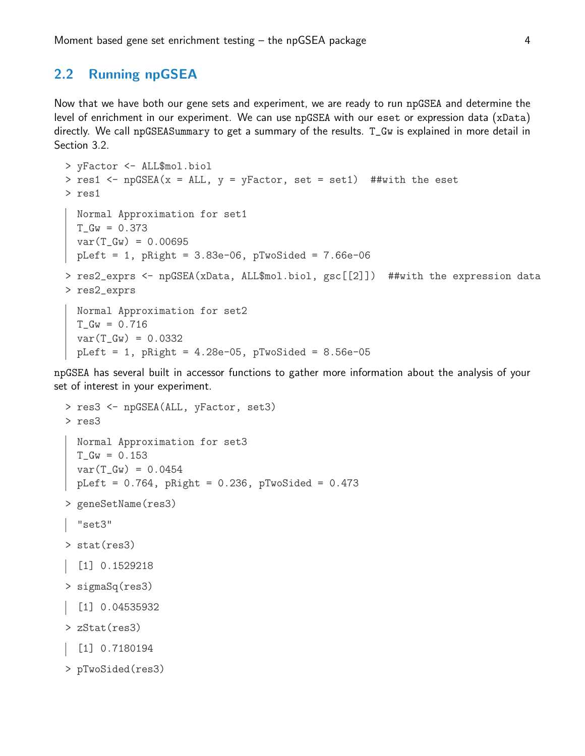## 2.2 Running npGSEA

Now that we have both our gene sets and experiment, we are ready to run npGSEA and determine the level of enrichment in our experiment. We can use npGSEA with our eset or expression data (xData) directly. We call npGSEASummary to get a summary of the results. T_Gw is explained in more detail in Section 3.2.

```
> yFactor <- ALL$mol.biol
> res1 <- npGSEA(x = ALL, y = yFactor, set = set1)  ##with the eset
> res1
```

```
Normal Approximation for set1
T_Gw = 0.373
var(T_Gw) = 0.00695
pLeft = 1, pRight = 3.83e-06, pTwoSided = 7.66e-06
```

```
> res2_exprs <- npGSEA(xData, ALL$mol.biol, gsc[[2]])  ##with the expression data
> res2_exprs
```

```
Normal Approximation for set2
T_Gw = 0.716
var(T_Gw) = 0.0332
pLeft = 1, pRight = 4.28e-05, pTwoSided = 8.56e-05
```

npGSEA has several built in accessor functions to gather more information about the analysis of your set of interest in your experiment.

```
> res3 <- npGSEA(ALL, yFactor, set3)
> res3
```

```
Normal Approximation for set3
T_Gw = 0.153
var(T_Gw) = 0.0454
pLeft = 0.764, pRight = 0.236, pTwoSided = 0.473
```

```
> geneSetName(res3)
```

```
"set3"
```

```
> stat(res3)
```

```
[1] 0.1529218
```

```
> sigmaSq(res3)
```

```
[1] 0.04535932
```

```
> zStat(res3)
```

```
[1] 0.7180194
```

```
> pTwoSided(res3)
```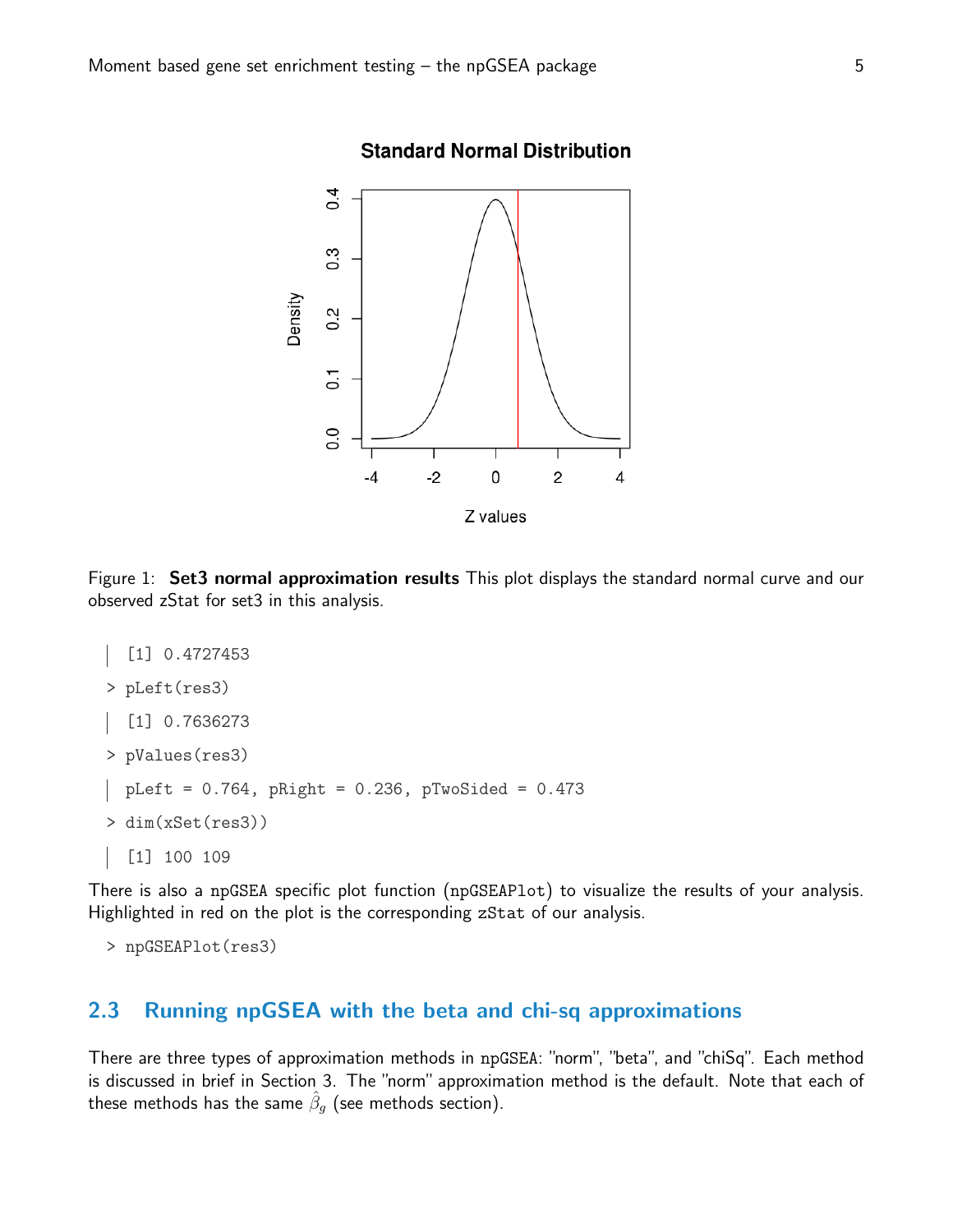Figure 1: **Set3 normal approximation results** This plot displays the standard normal curve and our observed zStat for set3 in this analysis.

```
[1] 0.4727453
> pLeft(res3)
[1] 0.7636273
> pValues(res3)
pLeft = 0.764, pRight = 0.236, pTwoSided = 0.473
> dim(xSet(res3))
[1] 100 109
```

There is also a npGSEA specific plot function (npGSEAPlot) to visualize the results of your analysis. Highlighted in red on the plot is the corresponding zStat of our analysis.

```
> npGSEAPlot(res3)
```

## 2.3 Running npGSEA with the beta and chi-sq approximations

There are three types of approximation methods in npGSEA: "norm", "beta", and "chiSq". Each method is discussed in brief in Section 3. The "norm" approximation method is the default. Note that each of these methods has the same $\hat{\beta}_g$ (see methods section).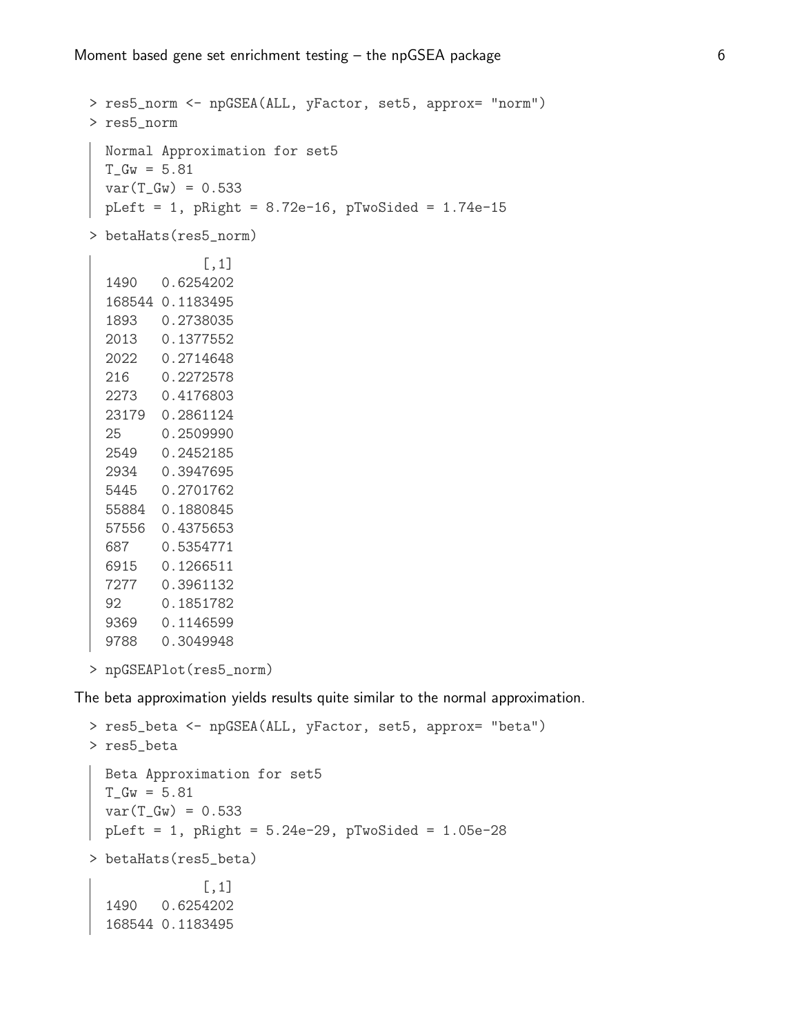```
> res5_norm <- npGSEA(ALL, yFactor, set5, approx= "norm")
> res5_norm
```

```
Normal Approximation for set5
T_Gw = 5.81
var(T_Gw) = 0.533
pLeft = 1, pRight = 8.72e-16, pTwoSided = 1.74e-15
```

```
> betaHats(res5_norm)
```

```
            [,1]
1490   0.6254202
168544 0.1183495
1893   0.2738035
2013   0.1377552
2022   0.2714648
216    0.2272578
2273   0.4176803
23179  0.2861124
25     0.2509990
2549   0.2452185
2934   0.3947695
5445   0.2701762
55884  0.1880845
57556  0.4375653
687    0.5354771
6915   0.1266511
7277   0.3961132
92     0.1851782
9369   0.1146599
9788   0.3049948
```

```
> npGSEAPlot(res5_norm)
```

The beta approximation yields results quite similar to the normal approximation.

```
> res5_beta <- npGSEA(ALL, yFactor, set5, approx= "beta")
> res5_beta
```

```
Beta Approximation for set5
T_Gw = 5.81
var(T_Gw) = 0.533
pLeft = 1, pRight = 5.24e-29, pTwoSided = 1.05e-28
```

```
> betaHats(res5_beta)
```

```
            [,1]
1490   0.6254202
168544 0.1183495
```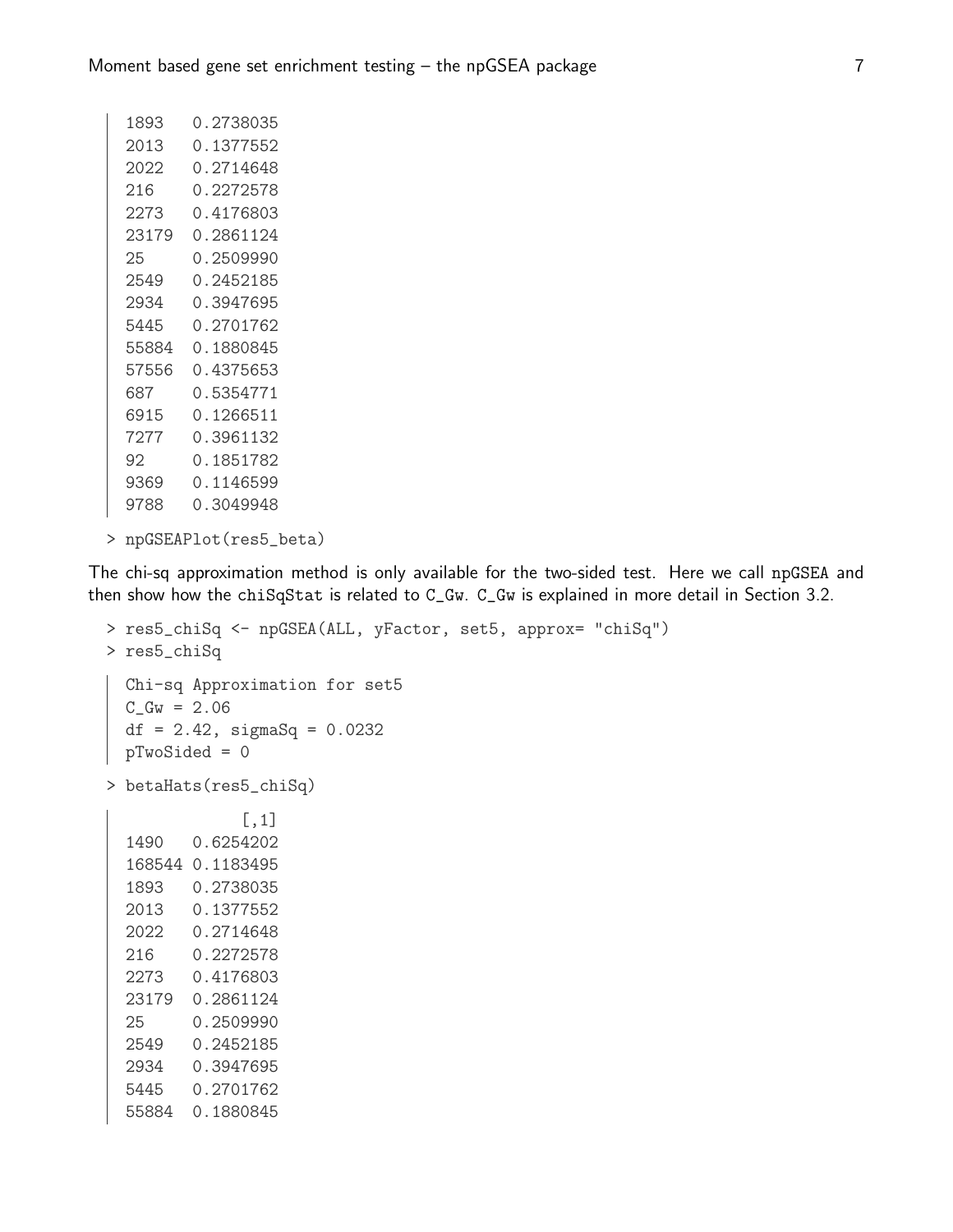```
1893    0.2738035
2013    0.1377552
2022    0.2714648
216     0.2272578
2273    0.4176803
23179   0.2861124
25      0.2509990
2549    0.2452185
2934    0.3947695
5445    0.2701762
55884   0.1880845
57556   0.4375653
687     0.5354771
6915    0.1266511
7277    0.3961132
92      0.1851782
9369    0.1146599
9788    0.3049948
```

```
> npGSEAPlot(res5_beta)
```

The chi-sq approximation method is only available for the two-sided test. Here we call npGSEA and then show how the chiSqStat is related to C_Gw. C_Gw is explained in more detail in Section 3.2.

```
> res5_chiSq <- npGSEA(ALL, yFactor, set5, approx= "chiSq")
> res5_chiSq
```

```
Chi-sq Approximation for set5
C_Gw = 2.06
df = 2.42, sigmaSq = 0.0232
pTwoSided = 0
```

```
> betaHats(res5_chiSq)
```

```
             [,1]
1490    0.6254202
168544  0.1183495
1893    0.2738035
2013    0.1377552
2022    0.2714648
216     0.2272578
2273    0.4176803
23179   0.2861124
25      0.2509990
2549    0.2452185
2934    0.3947695
5445    0.2701762
55884   0.1880845
```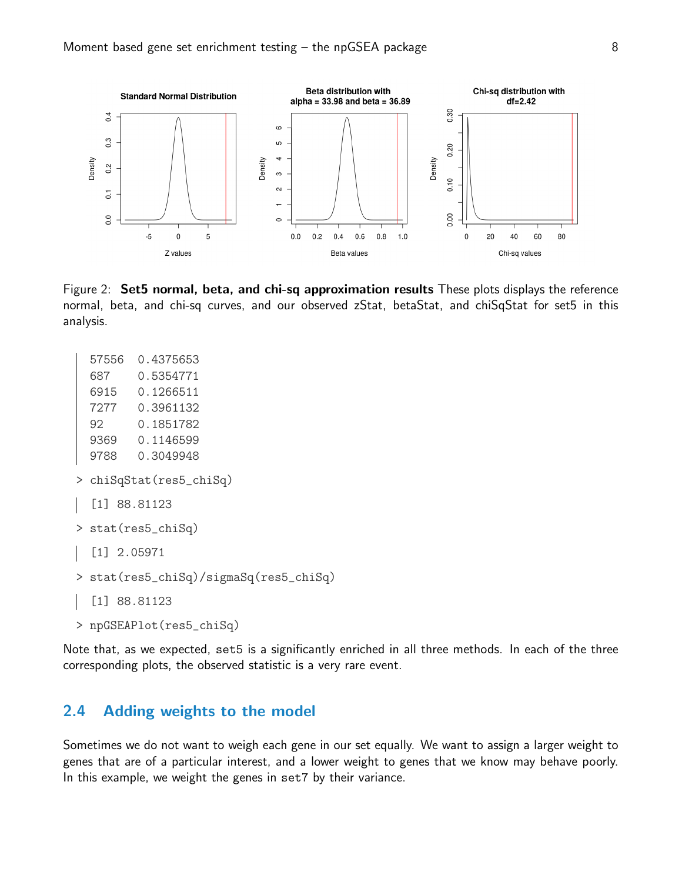Figure 2: **Set5 normal, beta, and chi-sq approximation results** These plots displays the reference normal, beta, and chi-sq curves, and our observed zStat, betaStat, and chiSqStat for set5 in this analysis.

```
57556   0.4375653
687     0.5354771
6915    0.1266511
7277    0.3961132
92      0.1851782
9369    0.1146599
9788    0.3049948
```

```
> chiSqStat(res5_chiSq)
```

```
[1] 88.81123
```

```
> stat(res5_chiSq)
```

```
[1] 2.05971
```

```
> stat(res5_chiSq)/sigmaSq(res5_chiSq)
```

```
[1] 88.81123
```

```
> npGSEAPlot(res5_chiSq)
```

Note that, as we expected, set5 is a significantly enriched in all three methods. In each of the three corresponding plots, the observed statistic is a very rare event.

## 2.4 Adding weights to the model

Sometimes we do not want to weigh each gene in our set equally. We want to assign a larger weight to genes that are of a particular interest, and a lower weight to genes that we know may behave poorly. In this example, we weight the genes in set7 by their variance.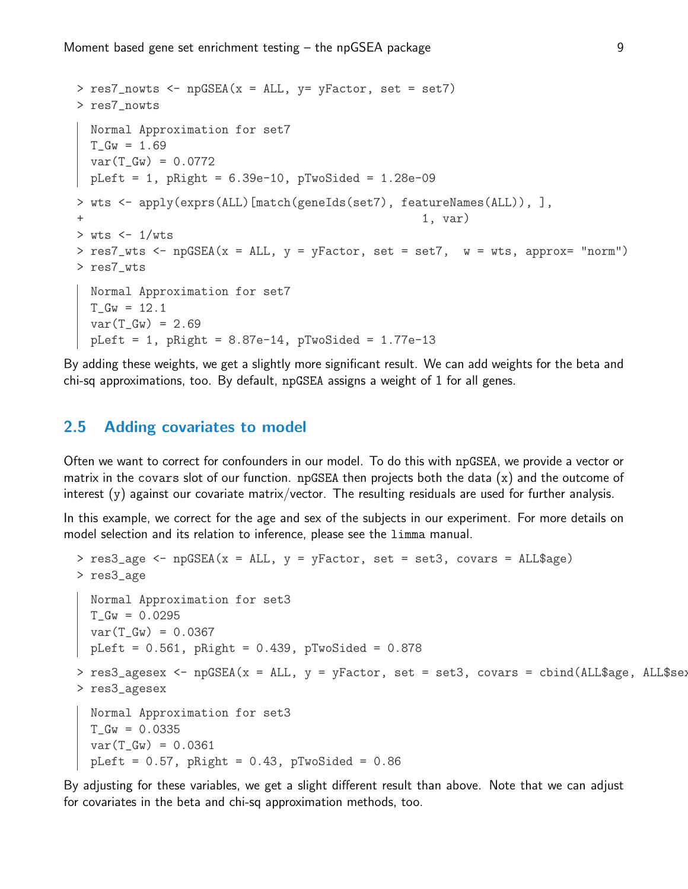```
> res7_nowts <- npGSEA(x = ALL, y= yFactor, set = set7)
> res7_nowts
```

```
Normal Approximation for set7
T_Gw = 1.69
var(T_Gw) = 0.0772
pLeft = 1, pRight = 6.39e-10, pTwoSided = 1.28e-09
```

```
> wts <- apply(exprs(ALL)[match(geneIds(set7), featureNames(ALL)), ],
+                                                 1, var)
> wts <- 1/wts
> res7_wts <- npGSEA(x = ALL, y = yFactor, set = set7,  w = wts, approx= "norm")
> res7_wts
```

```
Normal Approximation for set7
T_Gw = 12.1
var(T_Gw) = 2.69
pLeft = 1, pRight = 8.87e-14, pTwoSided = 1.77e-13
```

By adding these weights, we get a slightly more significant result. We can add weights for the beta and chi-sq approximations, too. By default, npGSEA assigns a weight of 1 for all genes.

## 2.5 Adding covariates to model

Often we want to correct for confounders in our model. To do this with npGSEA, we provide a vector or matrix in the covars slot of our function. npGSEA then projects both the data (x) and the outcome of interest (y) against our covariate matrix/vector. The resulting residuals are used for further analysis.

In this example, we correct for the age and sex of the subjects in our experiment. For more details on model selection and its relation to inference, please see the limma manual.

```
> res3_age <- npGSEA(x = ALL, y = yFactor, set = set3, covars = ALL$age)
> res3_age
```

```
Normal Approximation for set3
T_Gw = 0.0295
var(T_Gw) = 0.0367
pLeft = 0.561, pRight = 0.439, pTwoSided = 0.878
```

```
> res3_agesex <- npGSEA(x = ALL, y = yFactor, set = set3, covars = cbind(ALL$age, ALL$sex
> res3_agesex
```

```
Normal Approximation for set3
T_Gw = 0.0335
var(T_Gw) = 0.0361
pLeft = 0.57, pRight = 0.43, pTwoSided = 0.86
```

By adjusting for these variables, we get a slight different result than above. Note that we can adjust for covariates in the beta and chi-sq approximation methods, too.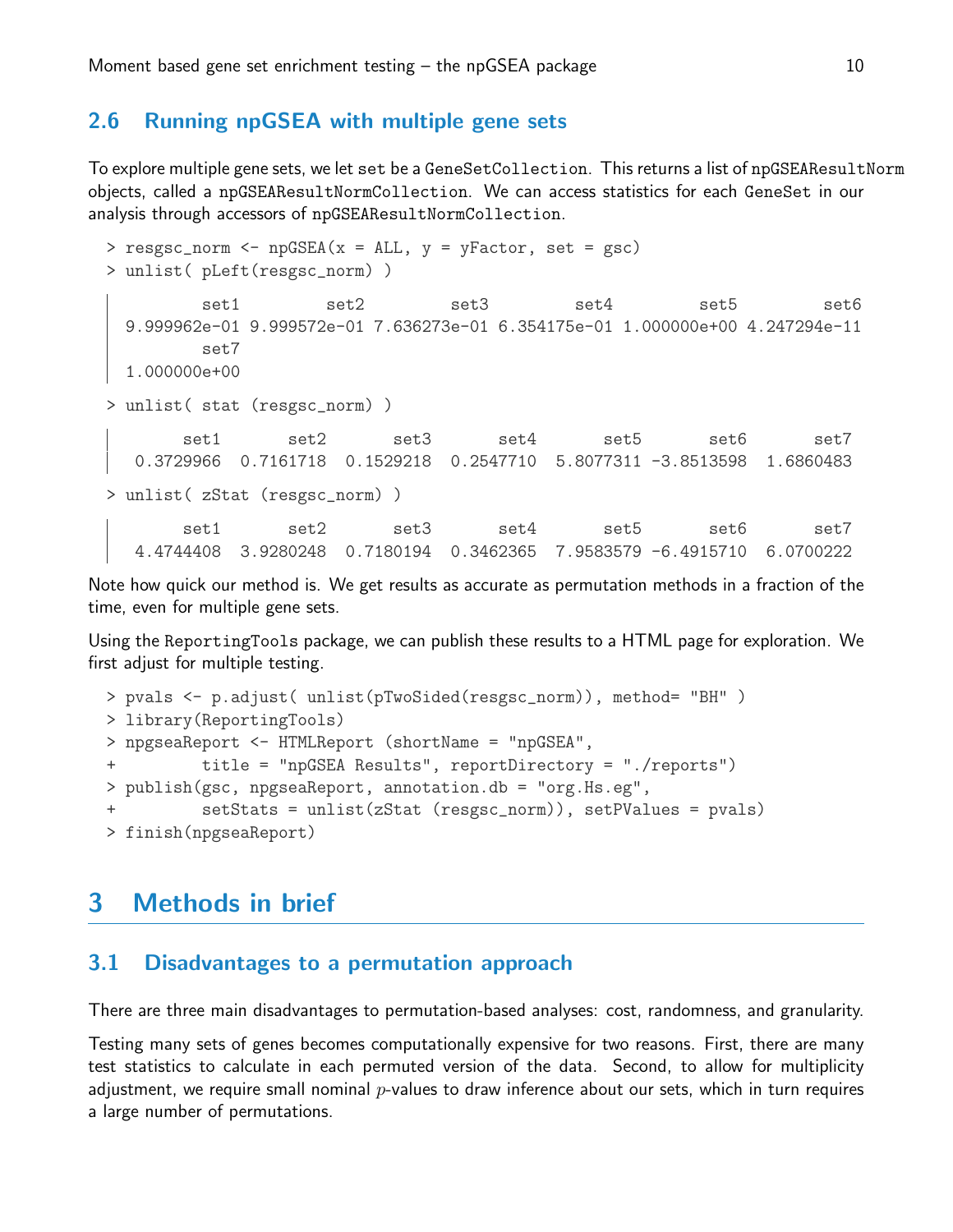### 2.6 Running npGSEA with multiple gene sets

To explore multiple gene sets, we let set be a GeneSetCollection. This returns a list of npGSEAResultNorm objects, called a npGSEAResultNormCollection. We can access statistics for each GeneSet in our analysis through accessors of npGSEAResultNormCollection.

```
> resgsc_norm <- npGSEA(x = ALL, y = yFactor, set = gsc)
> unlist( pLeft(resgsc_norm) )
```

```
        set1         set2         set3         set4         set5         set6 
9.999962e-01 9.999572e-01 7.636273e-01 6.354175e-01 1.000000e+00 4.247294e-11 
        set7 
1.000000e+00 
```

```
> unlist( stat (resgsc_norm) )
```

```
      set1       set2       set3       set4       set5       set6       set7 
 0.3729966  0.7161718  0.1529218  0.2547710  5.8077311 -3.8513598  1.6860483 
```

```
> unlist( zStat (resgsc_norm) )
```

```
      set1       set2       set3       set4       set5       set6       set7 
 4.4744408  3.9280248  0.7180194  0.3462365  7.9583579 -6.4915710  6.0700222 
```

Note how quick our method is. We get results as accurate as permutation methods in a fraction of the time, even for multiple gene sets.

Using the ReportingTools package, we can publish these results to a HTML page for exploration. We first adjust for multiple testing.

```
> pvals <- p.adjust( unlist(pTwoSided(resgsc_norm)), method= "BH" )
> library(ReportingTools)
> npgseaReport <- HTMLReport (shortName = "npGSEA",
+         title = "npGSEA Results", reportDirectory = "./reports")
> publish(gsc, npgseaReport, annotation.db = "org.Hs.eg",
+         setStats = unlist(zStat (resgsc_norm)), setPValues = pvals)
> finish(npgseaReport)
```

## 3 Methods in brief

### 3.1 Disadvantages to a permutation approach

There are three main disadvantages to permutation-based analyses: cost, randomness, and granularity.

Testing many sets of genes becomes computationally expensive for two reasons. First, there are many test statistics to calculate in each permuted version of the data. Second, to allow for multiplicity adjustment, we require small nominal $p$-values to draw inference about our sets, which in turn requires a large number of permutations.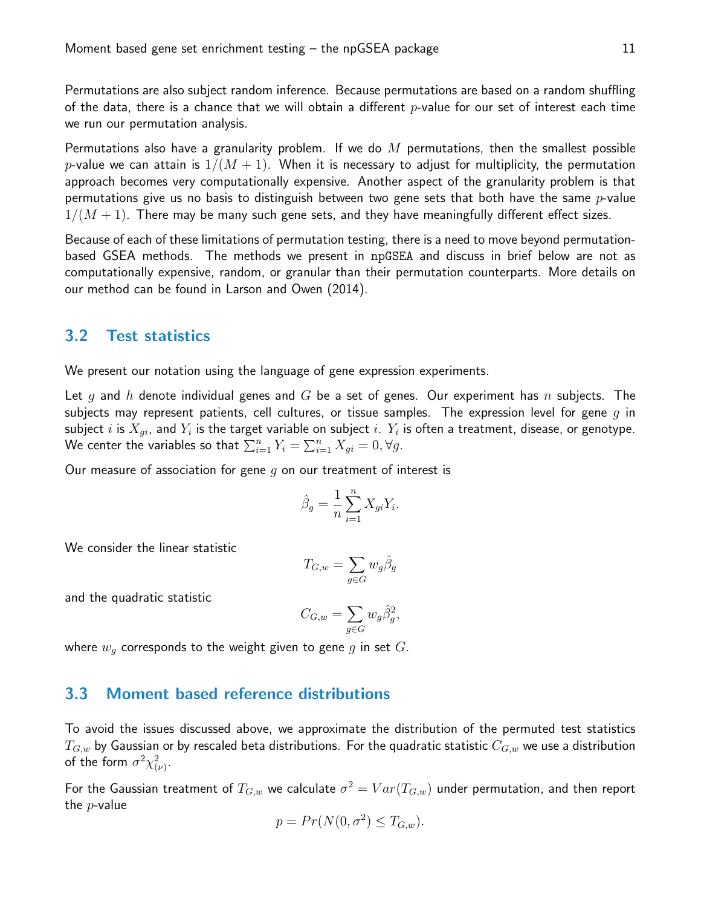Permutations are also subject random inference. Because permutations are based on a random shuffling of the data, there is a chance that we will obtain a different $p$-value for our set of interest each time we run our permutation analysis.

Permutations also have a granularity problem. If we do $M$ permutations, then the smallest possible $p$-value we can attain is $1/(M+1)$. When it is necessary to adjust for multiplicity, the permutation approach becomes very computationally expensive. Another aspect of the granularity problem is that permutations give us no basis to distinguish between two gene sets that both have the same $p$-value $1/(M+1)$. There may be many such gene sets, and they have meaningfully different effect sizes.

Because of each of these limitations of permutation testing, there is a need to move beyond permutation-based GSEA methods. The methods we present in `npGSEA` and discuss in brief below are not as computationally expensive, random, or granular than their permutation counterparts. More details on our method can be found in Larson and Owen (2014).

## 3.2 Test statistics

We present our notation using the language of gene expression experiments.

Let $g$ and $h$ denote individual genes and $G$ be a set of genes. Our experiment has $n$ subjects. The subjects may represent patients, cell cultures, or tissue samples. The expression level for gene $g$ in subject $i$ is $X_{gi}$, and $Y_i$ is the target variable on subject $i$. $Y_i$ is often a treatment, disease, or genotype. We center the variables so that $\sum_{i=1}^{n} Y_i = \sum_{i=1}^{n} X_{gi} = 0, \forall g$.

Our measure of association for gene $g$ on our treatment of interest is

$$\hat{\beta}_g = \frac{1}{n}\sum_{i=1}^{n} X_{gi} Y_i.$$

We consider the linear statistic

$$T_{G,w} = \sum_{g \in G} w_g \hat{\beta}_g$$

and the quadratic statistic

$$C_{G,w} = \sum_{g \in G} w_g \hat{\beta}_g^2,$$

where $w_g$ corresponds to the weight given to gene $g$ in set $G$.

## 3.3 Moment based reference distributions

To avoid the issues discussed above, we approximate the distribution of the permuted test statistics $T_{G,w}$ by Gaussian or by rescaled beta distributions. For the quadratic statistic $C_{G,w}$ we use a distribution of the form $\sigma^2 \chi^2_{(\nu)}$.

For the Gaussian treatment of $T_{G,w}$ we calculate $\sigma^2 = Var(T_{G,w})$ under permutation, and then report the $p$-value

$$p = Pr(N(0, \sigma^2) \leq T_{G,w}).$$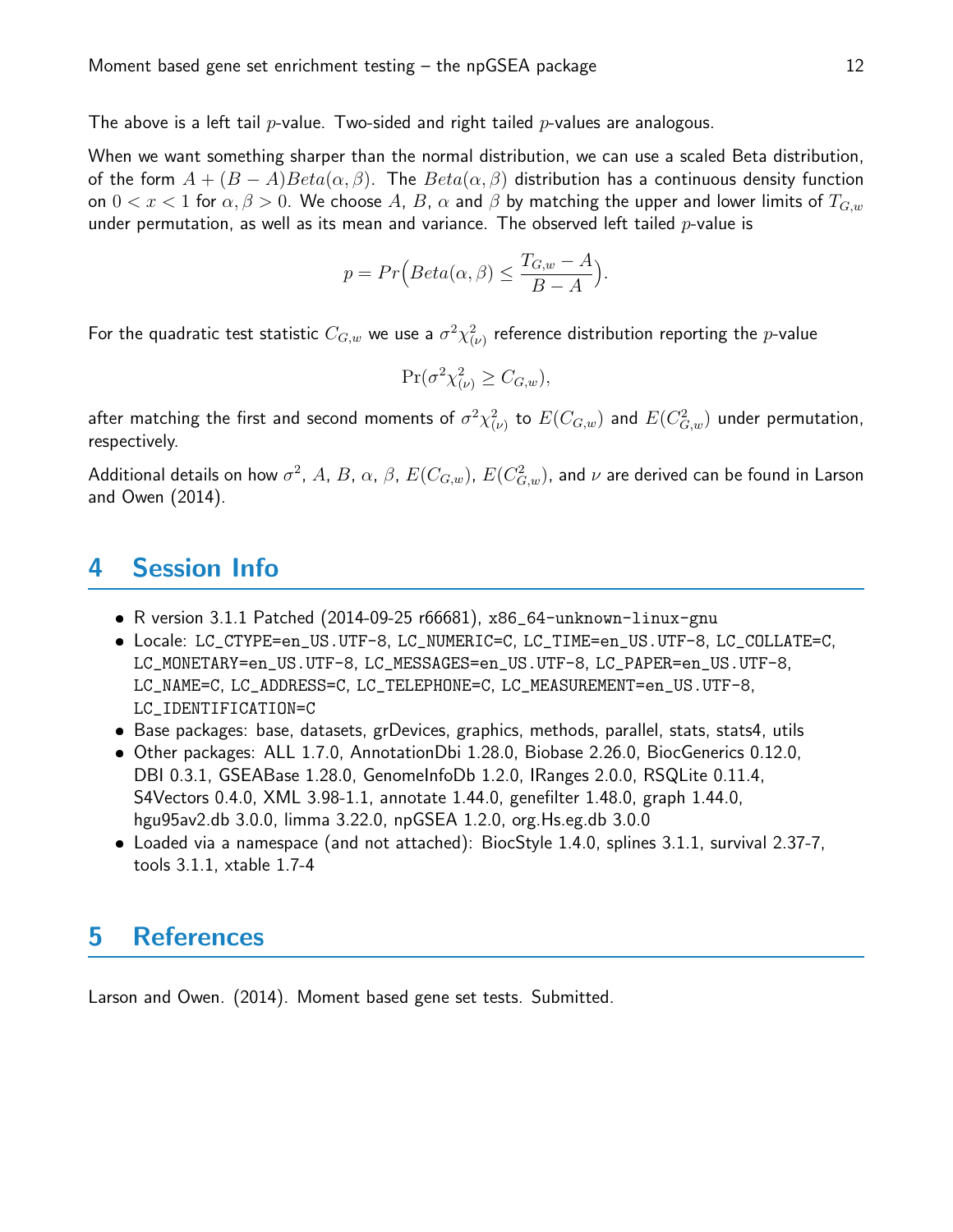The above is a left tail $p$-value. Two-sided and right tailed $p$-values are analogous.

When we want something sharper than the normal distribution, we can use a scaled Beta distribution, of the form $A + (B - A)Beta(\alpha, \beta)$. The $Beta(\alpha, \beta)$ distribution has a continuous density function on $0 < x < 1$ for $\alpha, \beta > 0$. We choose $A$, $B$, $\alpha$ and $\beta$ by matching the upper and lower limits of $T_{G,w}$ under permutation, as well as its mean and variance. The observed left tailed $p$-value is

$$p = Pr\Big(Beta(\alpha, \beta) \leq \frac{T_{G,w} - A}{B - A}\Big).$$

For the quadratic test statistic $C_{G,w}$ we use a $\sigma^2\chi^2_{(\nu)}$ reference distribution reporting the $p$-value

$$\Pr(\sigma^2\chi^2_{(\nu)} \geq C_{G,w}),$$

after matching the first and second moments of $\sigma^2\chi^2_{(\nu)}$ to $E(C_{G,w})$ and $E(C^2_{G,w})$ under permutation, respectively.

Additional details on how $\sigma^2$, $A$, $B$, $\alpha$, $\beta$, $E(C_{G,w})$, $E(C^2_{G,w})$, and $\nu$ are derived can be found in Larson and Owen (2014).

# 4 Session Info

- R version 3.1.1 Patched (2014-09-25 r66681), x86_64-unknown-linux-gnu
- Locale: LC_CTYPE=en_US.UTF-8, LC_NUMERIC=C, LC_TIME=en_US.UTF-8, LC_COLLATE=C, LC_MONETARY=en_US.UTF-8, LC_MESSAGES=en_US.UTF-8, LC_PAPER=en_US.UTF-8, LC_NAME=C, LC_ADDRESS=C, LC_TELEPHONE=C, LC_MEASUREMENT=en_US.UTF-8, LC_IDENTIFICATION=C
- Base packages: base, datasets, grDevices, graphics, methods, parallel, stats, stats4, utils
- Other packages: ALL 1.7.0, AnnotationDbi 1.28.0, Biobase 2.26.0, BiocGenerics 0.12.0, DBI 0.3.1, GSEABase 1.28.0, GenomeInfoDb 1.2.0, IRanges 2.0.0, RSQLite 0.11.4, S4Vectors 0.4.0, XML 3.98-1.1, annotate 1.44.0, genefilter 1.48.0, graph 1.44.0, hgu95av2.db 3.0.0, limma 3.22.0, npGSEA 1.2.0, org.Hs.eg.db 3.0.0
- Loaded via a namespace (and not attached): BiocStyle 1.4.0, splines 3.1.1, survival 2.37-7, tools 3.1.1, xtable 1.7-4

# 5 References

Larson and Owen. (2014). Moment based gene set tests. Submitted.